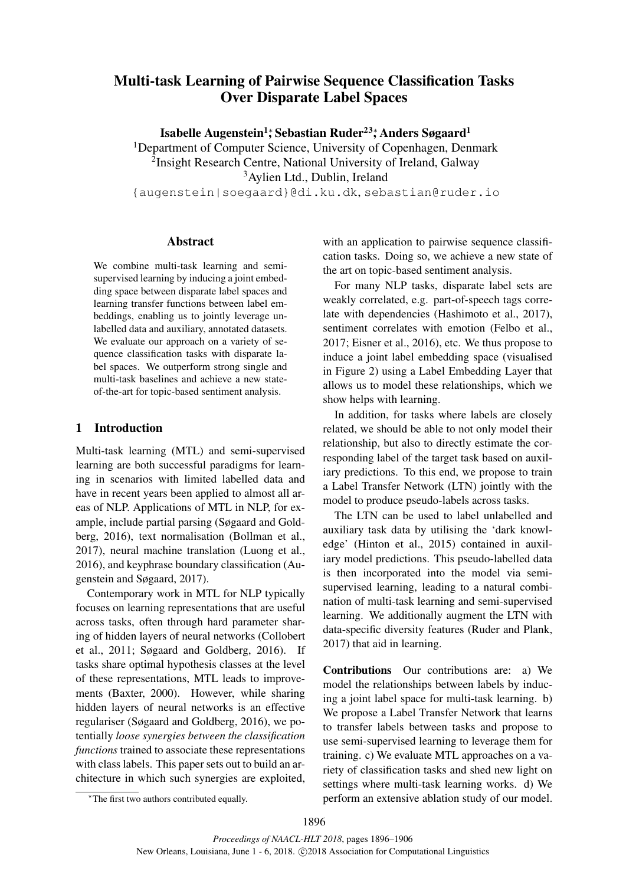# Multi-task Learning of Pairwise Sequence Classification Tasks Over Disparate Label Spaces

**Isabelle Augenstein[1]\*, Sebastian Ruder[23]\*, Anders Søgaard[1]**

[1]Department of Computer Science, University of Copenhagen, Denmark
[2]Insight Research Centre, National University of Ireland, Galway
[3]Aylien Ltd., Dublin, Ireland

{augenstein|soegaard}@di.ku.dk, sebastian@ruder.io

## Abstract

We combine multi-task learning and semi-supervised learning by inducing a joint embedding space between disparate label spaces and learning transfer functions between label embeddings, enabling us to jointly leverage unlabelled data and auxiliary, annotated datasets. We evaluate our approach on a variety of sequence classification tasks with disparate label spaces. We outperform strong single and multi-task baselines and achieve a new state-of-the-art for topic-based sentiment analysis.

## 1 Introduction

Multi-task learning (MTL) and semi-supervised learning are both successful paradigms for learning in scenarios with limited labelled data and have in recent years been applied to almost all areas of NLP. Applications of MTL in NLP, for example, include partial parsing (Søgaard and Goldberg, 2016), text normalisation (Bollman et al., 2017), neural machine translation (Luong et al., 2016), and keyphrase boundary classification (Augenstein and Søgaard, 2017).

Contemporary work in MTL for NLP typically focuses on learning representations that are useful across tasks, often through hard parameter sharing of hidden layers of neural networks (Collobert et al., 2011; Søgaard and Goldberg, 2016). If tasks share optimal hypothesis classes at the level of these representations, MTL leads to improvements (Baxter, 2000). However, while sharing hidden layers of neural networks is an effective regulariser (Søgaard and Goldberg, 2016), we potentially *loose synergies between the classification functions* trained to associate these representations with class labels. This paper sets out to build an architecture in which such synergies are exploited, with an application to pairwise sequence classification tasks. Doing so, we achieve a new state of the art on topic-based sentiment analysis.

For many NLP tasks, disparate label sets are weakly correlated, e.g. part-of-speech tags correlate with dependencies (Hashimoto et al., 2017), sentiment correlates with emotion (Felbo et al., 2017; Eisner et al., 2016), etc. We thus propose to induce a joint label embedding space (visualised in Figure 2) using a Label Embedding Layer that allows us to model these relationships, which we show helps with learning.

In addition, for tasks where labels are closely related, we should be able to not only model their relationship, but also to directly estimate the corresponding label of the target task based on auxiliary predictions. To this end, we propose to train a Label Transfer Network (LTN) jointly with the model to produce pseudo-labels across tasks.

The LTN can be used to label unlabelled and auxiliary task data by utilising the 'dark knowledge' (Hinton et al., 2015) contained in auxiliary model predictions. This pseudo-labelled data is then incorporated into the model via semi-supervised learning, leading to a natural combination of multi-task learning and semi-supervised learning. We additionally augment the LTN with data-specific diversity features (Ruder and Plank, 2017) that aid in learning.

**Contributions** Our contributions are: a) We model the relationships between labels by inducing a joint label space for multi-task learning. b) We propose a Label Transfer Network that learns to transfer labels between tasks and propose to use semi-supervised learning to leverage them for training. c) We evaluate MTL approaches on a variety of classification tasks and shed new light on settings where multi-task learning works. d) We perform an extensive ablation study of our model.

\*The first two authors contributed equally.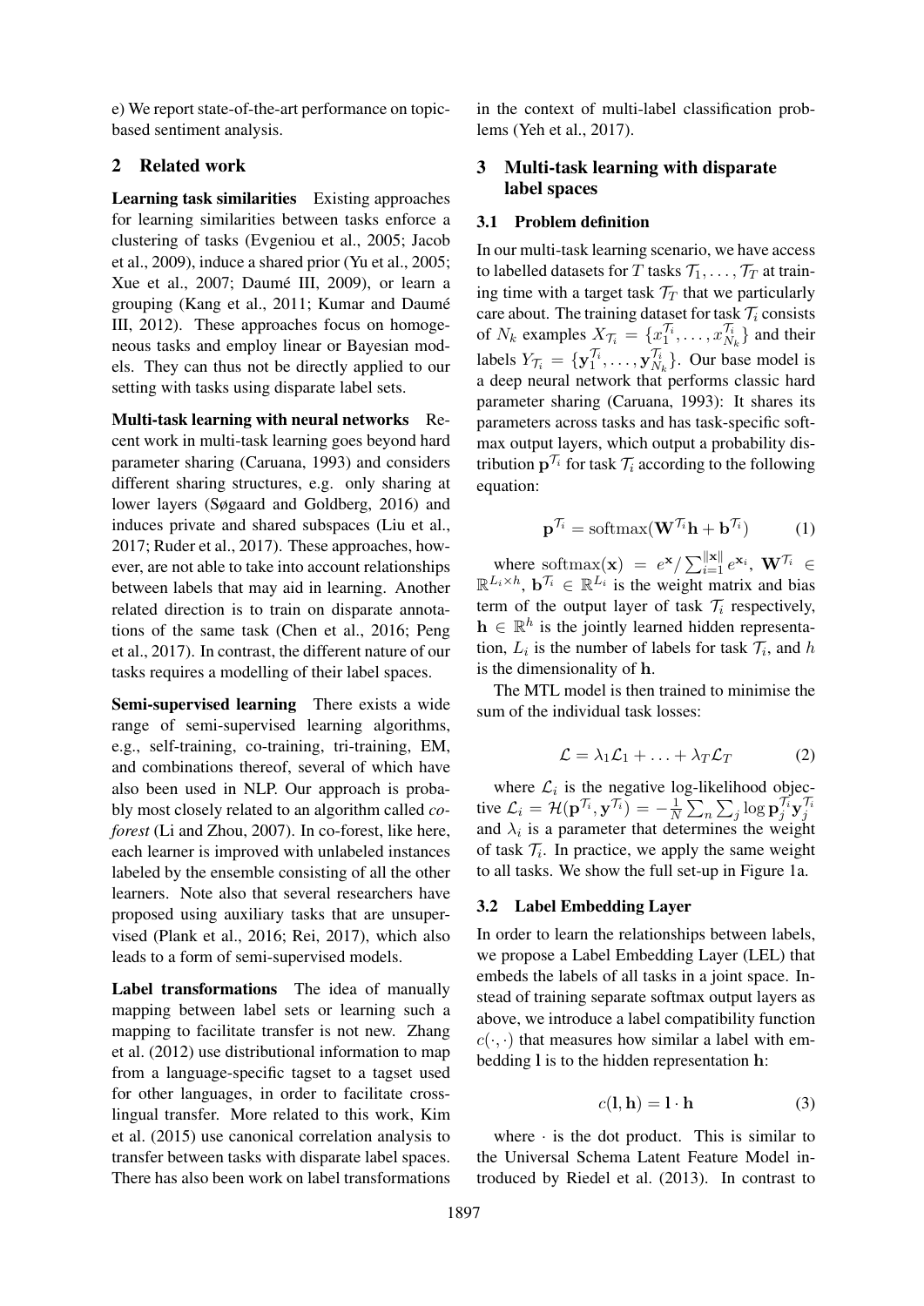e) We report state-of-the-art performance on topic-based sentiment analysis.

## 2 Related work

**Learning task similarities** Existing approaches for learning similarities between tasks enforce a clustering of tasks (Evgeniou et al., 2005; Jacob et al., 2009), induce a shared prior (Yu et al., 2005; Xue et al., 2007; Daumé III, 2009), or learn a grouping (Kang et al., 2011; Kumar and Daumé III, 2012). These approaches focus on homogeneous tasks and employ linear or Bayesian models. They can thus not be directly applied to our setting with tasks using disparate label sets.

**Multi-task learning with neural networks** Recent work in multi-task learning goes beyond hard parameter sharing (Caruana, 1993) and considers different sharing structures, e.g. only sharing at lower layers (Søgaard and Goldberg, 2016) and induces private and shared subspaces (Liu et al., 2017; Ruder et al., 2017). These approaches, however, are not able to take into account relationships between labels that may aid in learning. Another related direction is to train on disparate annotations of the same task (Chen et al., 2016; Peng et al., 2017). In contrast, the different nature of our tasks requires a modelling of their label spaces.

**Semi-supervised learning** There exists a wide range of semi-supervised learning algorithms, e.g., self-training, co-training, tri-training, EM, and combinations thereof, several of which have also been used in NLP. Our approach is probably most closely related to an algorithm called *co-forest* (Li and Zhou, 2007). In co-forest, like here, each learner is improved with unlabeled instances labeled by the ensemble consisting of all the other learners. Note also that several researchers have proposed using auxiliary tasks that are unsupervised (Plank et al., 2016; Rei, 2017), which also leads to a form of semi-supervised models.

**Label transformations** The idea of manually mapping between label sets or learning such a mapping to facilitate transfer is not new. Zhang et al. (2012) use distributional information to map from a language-specific tagset to a tagset used for other languages, in order to facilitate cross-lingual transfer. More related to this work, Kim et al. (2015) use canonical correlation analysis to transfer between tasks with disparate label spaces. There has also been work on label transformations in the context of multi-label classification problems (Yeh et al., 2017).

## 3 Multi-task learning with disparate label spaces

### 3.1 Problem definition

In our multi-task learning scenario, we have access to labelled datasets for $T$ tasks $\mathcal{T}_1, \ldots, \mathcal{T}_T$ at training time with a target task $\mathcal{T}_T$ that we particularly care about. The training dataset for task $\mathcal{T}_i$ consists of $N_k$ examples $X_{\mathcal{T}_i} = \{x_1^{\mathcal{T}_i}, \ldots, x_{N_k}^{\mathcal{T}_i}\}$ and their labels $Y_{\mathcal{T}_i} = \{\mathbf{y}_1^{\mathcal{T}_i}, \ldots, \mathbf{y}_{N_k}^{\mathcal{T}_i}\}$. Our base model is a deep neural network that performs classic hard parameter sharing (Caruana, 1993): It shares its parameters across tasks and has task-specific softmax output layers, which output a probability distribution $\mathbf{p}^{\mathcal{T}_i}$ for task $\mathcal{T}_i$ according to the following equation:

$$\mathbf{p}^{\mathcal{T}_i} = \mathrm{softmax}(\mathbf{W}^{\mathcal{T}_i}\mathbf{h} + \mathbf{b}^{\mathcal{T}_i}) \tag{1}$$

where $\mathrm{softmax}(\mathbf{x}) = e^{\mathbf{x}} / \sum_{i=1}^{\|\mathbf{x}\|} e^{\mathbf{x}_i}$, $\mathbf{W}^{\mathcal{T}_i} \in \mathbb{R}^{L_i \times h}$, $\mathbf{b}^{\mathcal{T}_i} \in \mathbb{R}^{L_i}$ is the weight matrix and bias term of the output layer of task $\mathcal{T}_i$ respectively, $\mathbf{h} \in \mathbb{R}^h$ is the jointly learned hidden representation, $L_i$ is the number of labels for task $\mathcal{T}_i$, and $h$ is the dimensionality of $\mathbf{h}$.

The MTL model is then trained to minimise the sum of the individual task losses:

$$\mathcal{L} = \lambda_1 \mathcal{L}_1 + \ldots + \lambda_T \mathcal{L}_T \tag{2}$$

where $\mathcal{L}_i$ is the negative log-likelihood objective $\mathcal{L}_i = \mathcal{H}(\mathbf{p}^{\mathcal{T}_i}, \mathbf{y}^{\mathcal{T}_i}) = -\frac{1}{N}\sum_n \sum_j \log \mathbf{p}_j^{\mathcal{T}_i} \mathbf{y}_j^{\mathcal{T}_i}$ and $\lambda_i$ is a parameter that determines the weight of task $\mathcal{T}_i$. In practice, we apply the same weight to all tasks. We show the full set-up in Figure 1a.

### 3.2 Label Embedding Layer

In order to learn the relationships between labels, we propose a Label Embedding Layer (LEL) that embeds the labels of all tasks in a joint space. Instead of training separate softmax output layers as above, we introduce a label compatibility function $c(\cdot, \cdot)$ that measures how similar a label with embedding $\mathbf{l}$ is to the hidden representation $\mathbf{h}$:

$$c(\mathbf{l}, \mathbf{h}) = \mathbf{l} \cdot \mathbf{h} \tag{3}$$

where $\cdot$ is the dot product. This is similar to the Universal Schema Latent Feature Model introduced by Riedel et al. (2013). In contrast to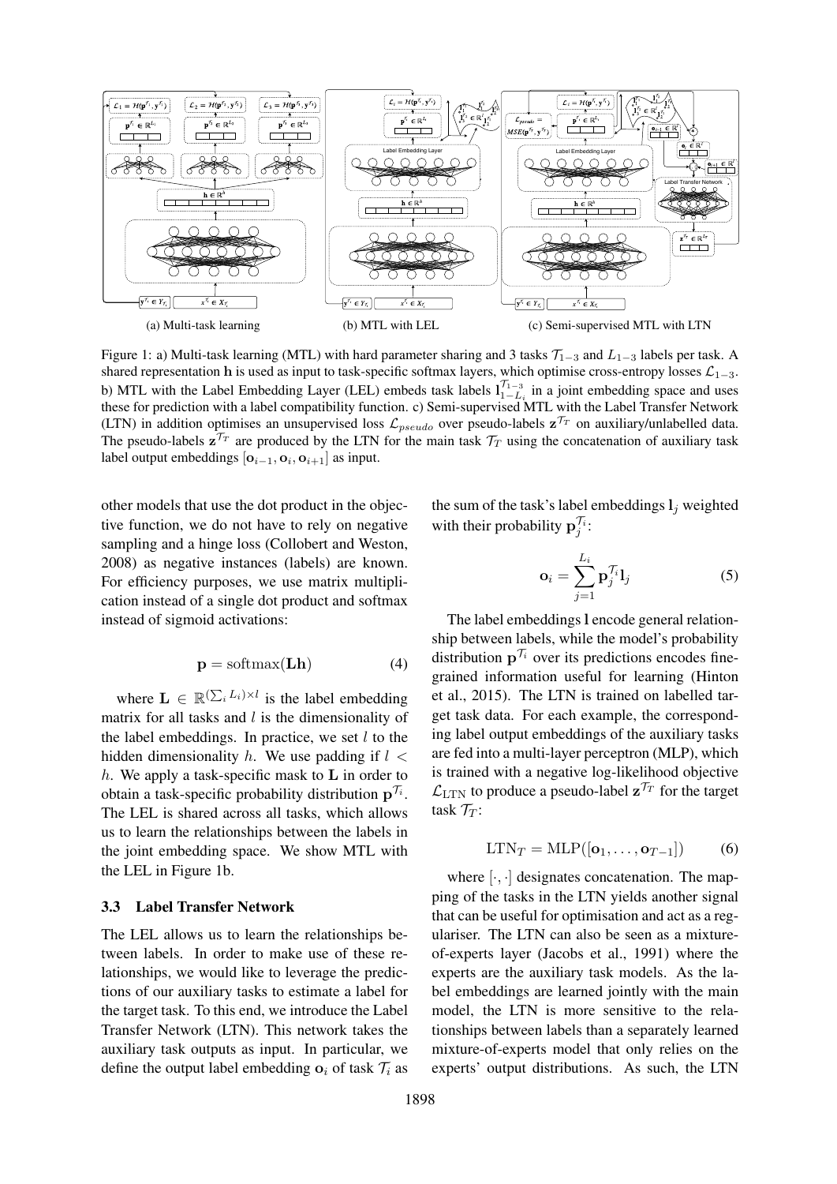(a) Multi-task learning (b) MTL with LEL (c) Semi-supervised MTL with LTN

Figure 1: a) Multi-task learning (MTL) with hard parameter sharing and 3 tasks $\mathcal{T}_{1-3}$ and $L_{1-3}$ labels per task. A shared representation $\mathbf{h}$ is used as input to task-specific softmax layers, which optimise cross-entropy losses $\mathcal{L}_{1-3}$. b) MTL with the Label Embedding Layer (LEL) embeds task labels $\mathbf{l}_{1-L_i}^{\mathcal{T}_{1-3}}$ in a joint embedding space and uses these for prediction with a label compatibility function. c) Semi-supervised MTL with the Label Transfer Network (LTN) in addition optimises an unsupervised loss $\mathcal{L}_{pseudo}$ over pseudo-labels $\mathbf{z}^{\mathcal{T}_T}$ on auxiliary/unlabelled data. The pseudo-labels $\mathbf{z}^{\mathcal{T}_T}$ are produced by the LTN for the main task $\mathcal{T}_T$ using the concatenation of auxiliary task label output embeddings $[\mathbf{o}_{i-1}, \mathbf{o}_i, \mathbf{o}_{i+1}]$ as input.

other models that use the dot product in the objective function, we do not have to rely on negative sampling and a hinge loss (Collobert and Weston, 2008) as negative instances (labels) are known. For efficiency purposes, we use matrix multiplication instead of a single dot product and softmax instead of sigmoid activations:

$$\mathbf{p} = \text{softmax}(\mathbf{Lh}) \tag{4}$$

where $\mathbf{L} \in \mathbb{R}^{(\sum_i L_i) \times l}$ is the label embedding matrix for all tasks and $l$ is the dimensionality of the label embeddings. In practice, we set $l$ to the hidden dimensionality $h$. We use padding if $l < h$. We apply a task-specific mask to $\mathbf{L}$ in order to obtain a task-specific probability distribution $\mathbf{p}^{\mathcal{T}_i}$. The LEL is shared across all tasks, which allows us to learn the relationships between the labels in the joint embedding space. We show MTL with the LEL in Figure 1b.

### 3.3 Label Transfer Network

The LEL allows us to learn the relationships between labels. In order to make use of these relationships, we would like to leverage the predictions of our auxiliary tasks to estimate a label for the target task. To this end, we introduce the Label Transfer Network (LTN). This network takes the auxiliary task outputs as input. In particular, we define the output label embedding $\mathbf{o}_i$ of task $\mathcal{T}_i$ as the sum of the task's label embeddings $\mathbf{l}_j$ weighted with their probability $\mathbf{p}_j^{\mathcal{T}_i}$:

$$\mathbf{o}_i = \sum_{j=1}^{L_i} \mathbf{p}_j^{\mathcal{T}_i} \mathbf{l}_j \tag{5}$$

The label embeddings $\mathbf{l}$ encode general relationship between labels, while the model's probability distribution $\mathbf{p}^{\mathcal{T}_i}$ over its predictions encodes fine-grained information useful for learning (Hinton et al., 2015). The LTN is trained on labelled target task data. For each example, the corresponding label output embeddings of the auxiliary tasks are fed into a multi-layer perceptron (MLP), which is trained with a negative log-likelihood objective $\mathcal{L}_{\text{LTN}}$ to produce a pseudo-label $\mathbf{z}^{\mathcal{T}_T}$ for the target task $\mathcal{T}_T$:

$$\text{LTN}_T = \text{MLP}([\mathbf{o}_1, \ldots, \mathbf{o}_{T-1}]) \tag{6}$$

where $[\cdot, \cdot]$ designates concatenation. The mapping of the tasks in the LTN yields another signal that can be useful for optimisation and act as a regulariser. The LTN can also be seen as a mixture-of-experts layer (Jacobs et al., 1991) where the experts are the auxiliary task models. As the label embeddings are learned jointly with the main model, the LTN is more sensitive to the relationships between labels than a separately learned mixture-of-experts model that only relies on the experts' output distributions. As such, the LTN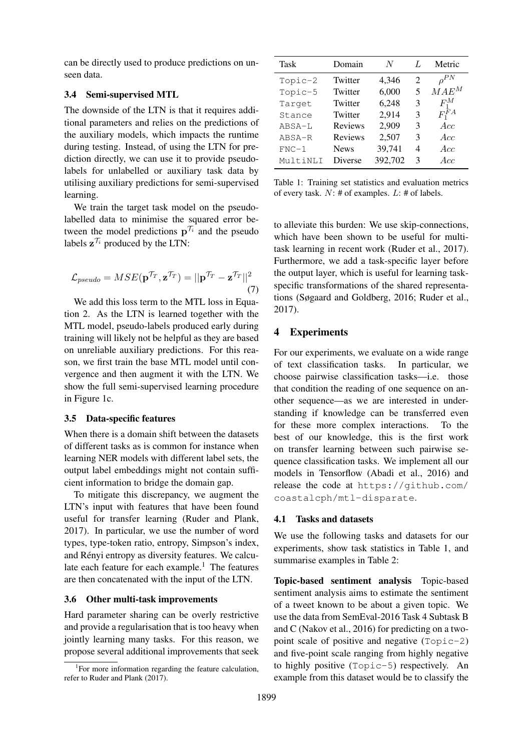can be directly used to produce predictions on unseen data.

### 3.4 Semi-supervised MTL

The downside of the LTN is that it requires additional parameters and relies on the predictions of the auxiliary models, which impacts the runtime during testing. Instead, of using the LTN for prediction directly, we can use it to provide pseudo-labels for unlabelled or auxiliary task data by utilising auxiliary predictions for semi-supervised learning.

We train the target task model on the pseudo-labelled data to minimise the squared error between the model predictions $\mathbf{p}^{\mathcal{T}_i}$ and the pseudo labels $\mathbf{z}^{\mathcal{T}_i}$ produced by the LTN:

$$\mathcal{L}_{pseudo} = MSE(\mathbf{p}^{\mathcal{T}_T}, \mathbf{z}^{\mathcal{T}_T}) = ||\mathbf{p}^{\mathcal{T}_T} - \mathbf{z}^{\mathcal{T}_T}||^2 \quad (7)$$

We add this loss term to the MTL loss in Equation 2. As the LTN is learned together with the MTL model, pseudo-labels produced early during training will likely not be helpful as they are based on unreliable auxiliary predictions. For this reason, we first train the base MTL model until convergence and then augment it with the LTN. We show the full semi-supervised learning procedure in Figure 1c.

### 3.5 Data-specific features

When there is a domain shift between the datasets of different tasks as is common for instance when learning NER models with different label sets, the output label embeddings might not contain sufficient information to bridge the domain gap.

To mitigate this discrepancy, we augment the LTN's input with features that have been found useful for transfer learning (Ruder and Plank, 2017). In particular, we use the number of word types, type-token ratio, entropy, Simpson's index, and Rényi entropy as diversity features. We calculate each feature for each example.[1] The features are then concatenated with the input of the LTN.

### 3.6 Other multi-task improvements

Hard parameter sharing can be overly restrictive and provide a regularisation that is too heavy when jointly learning many tasks. For this reason, we propose several additional improvements that seek to alleviate this burden: We use skip-connections, which have been shown to be useful for multi-task learning in recent work (Ruder et al., 2017). Furthermore, we add a task-specific layer before the output layer, which is useful for learning task-specific transformations of the shared representations (Søgaard and Goldberg, 2016; Ruder et al., 2017).

[1] For more information regarding the feature calculation, refer to Ruder and Plank (2017).

| Task | Domain | $N$ | $L$ | Metric |
|---|---|---|---|---|
| Topic-2 | Twitter | 4,346 | 2 | $\rho^{PN}$ |
| Topic-5 | Twitter | 6,000 | 5 | $MAE^{M}$ |
| Target | Twitter | 6,248 | 3 | $F_1^{M}$ |
| Stance | Twitter | 2,914 | 3 | $F_1^{FA}$ |
| ABSA-L | Reviews | 2,909 | 3 | $Acc$ |
| ABSA-R | Reviews | 2,507 | 3 | $Acc$ |
| FNC-1 | News | 39,741 | 4 | $Acc$ |
| MultiNLI | Diverse | 392,702 | 3 | $Acc$ |

Table 1: Training set statistics and evaluation metrics of every task. $N$: # of examples. $L$: # of labels.

## 4 Experiments

For our experiments, we evaluate on a wide range of text classification tasks. In particular, we choose pairwise classification tasks—i.e. those that condition the reading of one sequence on another sequence—as we are interested in understanding if knowledge can be transferred even for these more complex interactions. To the best of our knowledge, this is the first work on transfer learning between such pairwise sequence classification tasks. We implement all our models in Tensorflow (Abadi et al., 2016) and release the code at https://github.com/coastalcph/mtl-disparate.

### 4.1 Tasks and datasets

We use the following tasks and datasets for our experiments, show task statistics in Table 1, and summarise examples in Table 2:

**Topic-based sentiment analysis** Topic-based sentiment analysis aims to estimate the sentiment of a tweet known to be about a given topic. We use the data from SemEval-2016 Task 4 Subtask B and C (Nakov et al., 2016) for predicting on a two-point scale of positive and negative (Topic-2) and five-point scale ranging from highly negative to highly positive (Topic-5) respectively. An example from this dataset would be to classify the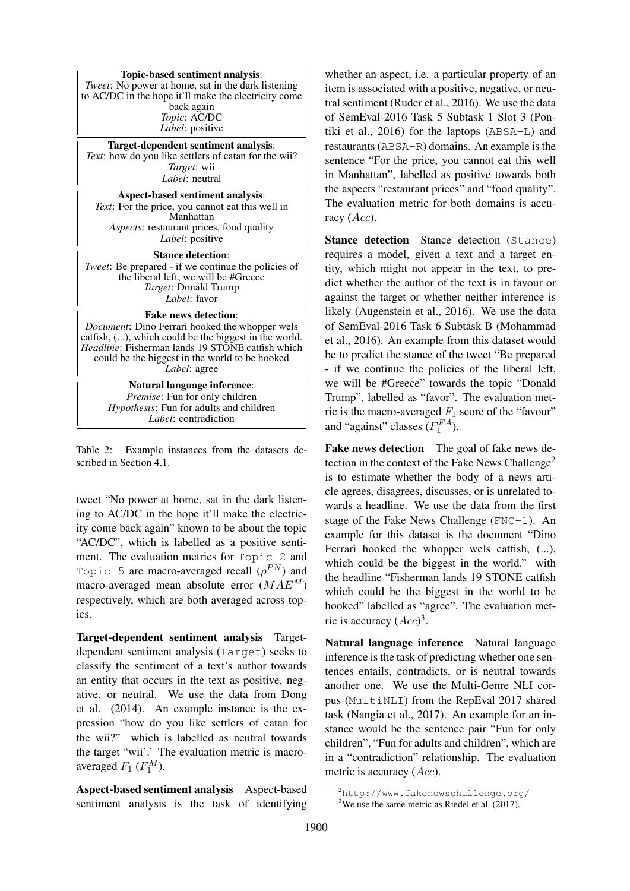| **Topic-based sentiment analysis**: |
|---|
| *Tweet*: No power at home, sat in the dark listening to AC/DC in the hope it'll make the electricity come back again |
| *Topic*: AC/DC |
| *Label*: positive |
| **Target-dependent sentiment analysis**: |
| *Text*: how do you like settlers of catan for the wii? |
| *Target*: wii |
| *Label*: neutral |
| **Aspect-based sentiment analysis**: |
| *Text*: For the price, you cannot eat this well in Manhattan |
| *Aspects*: restaurant prices, food quality |
| *Label*: positive |
| **Stance detection**: |
| *Tweet*: Be prepared - if we continue the policies of the liberal left, we will be #Greece |
| *Target*: Donald Trump |
| *Label*: favor |
| **Fake news detection**: |
| *Document*: Dino Ferrari hooked the whopper wels catfish, (...), which could be the biggest in the world. |
| *Headline*: Fisherman lands 19 STONE catfish which could be the biggest in the world to be hooked |
| *Label*: agree |
| **Natural language inference**: |
| *Premise*: Fun for only children |
| *Hypothesis*: Fun for adults and children |
| *Label*: contradiction |

Table 2: Example instances from the datasets described in Section 4.1.

tweet "No power at home, sat in the dark listening to AC/DC in the hope it'll make the electricity come back again" known to be about the topic "AC/DC", which is labelled as a positive sentiment. The evaluation metrics for `Topic-2` and `Topic-5` are macro-averaged recall ($\rho^{PN}$) and macro-averaged mean absolute error ($MAE^M$) respectively, which are both averaged across topics.

**Target-dependent sentiment analysis** Target-dependent sentiment analysis (`Target`) seeks to classify the sentiment of a text's author towards an entity that occurs in the text as positive, negative, or neutral. We use the data from Dong et al. (2014). An example instance is the expression "how do you like settlers of catan for the wii?" which is labelled as neutral towards the target "wii'.' The evaluation metric is macro-averaged $F_1$ ($F_1^M$).

**Aspect-based sentiment analysis** Aspect-based sentiment analysis is the task of identifying whether an aspect, i.e. a particular property of an item is associated with a positive, negative, or neutral sentiment (Ruder et al., 2016). We use the data of SemEval-2016 Task 5 Subtask 1 Slot 3 (Pontiki et al., 2016) for the laptops (`ABSA-L`) and restaurants (`ABSA-R`) domains. An example is the sentence "For the price, you cannot eat this well in Manhattan", labelled as positive towards both the aspects "restaurant prices" and "food quality". The evaluation metric for both domains is accuracy ($Acc$).

**Stance detection** Stance detection (`Stance`) requires a model, given a text and a target entity, which might not appear in the text, to predict whether the author of the text is in favour or against the target or whether neither inference is likely (Augenstein et al., 2016). We use the data of SemEval-2016 Task 6 Subtask B (Mohammad et al., 2016). An example from this dataset would be to predict the stance of the tweet "Be prepared - if we continue the policies of the liberal left, we will be #Greece" towards the topic "Donald Trump", labelled as "favor". The evaluation metric is the macro-averaged $F_1$ score of the "favour" and "against" classes ($F_1^{FA}$).

**Fake news detection** The goal of fake news detection in the context of the Fake News Challenge[2] is to estimate whether the body of a news article agrees, disagrees, discusses, or is unrelated towards a headline. We use the data from the first stage of the Fake News Challenge (`FNC-1`). An example for this dataset is the document "Dino Ferrari hooked the whopper wels catfish, (...), which could be the biggest in the world." with the headline "Fisherman lands 19 STONE catfish which could be the biggest in the world to be hooked" labelled as "agree". The evaluation metric is accuracy ($Acc$)[3].

**Natural language inference** Natural language inference is the task of predicting whether one sentences entails, contradicts, or is neutral towards another one. We use the Multi-Genre NLI corpus (`MultiNLI`) from the RepEval 2017 shared task (Nangia et al., 2017). An example for an instance would be the sentence pair "Fun for only children", "Fun for adults and children", which are in a "contradiction" relationship. The evaluation metric is accuracy ($Acc$).

[2] `http://www.fakenewschallenge.org/`

[3] We use the same metric as Riedel et al. (2017).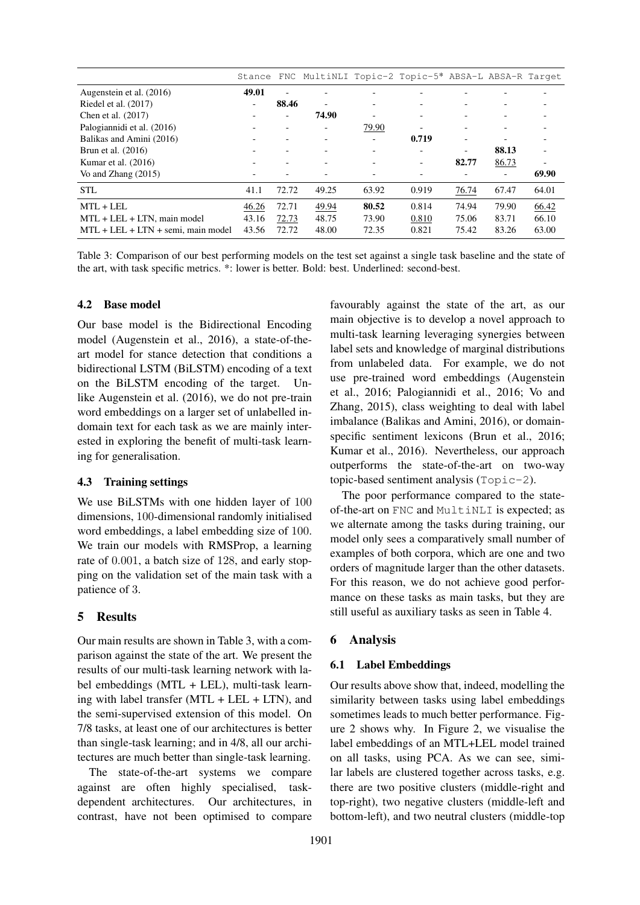| | Stance | FNC | MultiNLI | Topic-2 | Topic-5* | ABSA-L | ABSA-R | Target |
|---|---|---|---|---|---|---|---|---|
| Augenstein et al. (2016) | **49.01** | - | - | - | - | - | - | - |
| Riedel et al. (2017) | - | **88.46** | - | - | - | - | - | - |
| Chen et al. (2017) | - | - | **74.90** | - | - | - | - | - |
| Palogiannidi et al. (2016) | - | - | - | 79.90 | - | - | - | - |
| Balikas and Amini (2016) | - | - | - | - | **0.719** | - | - | - |
| Brun et al. (2016) | - | - | - | - | - | - | **88.13** | - |
| Kumar et al. (2016) | - | - | - | - | - | **82.77** | 86.73 | - |
| Vo and Zhang (2015) | - | - | - | - | - | - | - | **69.90** |
| STL | 41.1 | 72.72 | 49.25 | 63.92 | 0.919 | 76.74 | 67.47 | 64.01 |
| MTL + LEL | 46.26 | 72.71 | 49.94 | **80.52** | 0.814 | 74.94 | 79.90 | 66.42 |
| MTL + LEL + LTN, main model | 43.16 | 72.73 | 48.75 | 73.90 | 0.810 | 75.06 | 83.71 | 66.10 |
| MTL + LEL + LTN + semi, main model | 43.56 | 72.72 | 48.00 | 72.35 | 0.821 | 75.42 | 83.26 | 63.00 |

Table 3: Comparison of our best performing models on the test set against a single task baseline and the state of the art, with task specific metrics. *: lower is better. Bold: best. Underlined: second-best.

### 4.2 Base model

Our base model is the Bidirectional Encoding model (Augenstein et al., 2016), a state-of-the-art model for stance detection that conditions a bidirectional LSTM (BiLSTM) encoding of a text on the BiLSTM encoding of the target. Unlike Augenstein et al. (2016), we do not pre-train word embeddings on a larger set of unlabelled in-domain text for each task as we are mainly interested in exploring the benefit of multi-task learning for generalisation.

### 4.3 Training settings

We use BiLSTMs with one hidden layer of 100 dimensions, 100-dimensional randomly initialised word embeddings, a label embedding size of 100. We train our models with RMSProp, a learning rate of 0.001, a batch size of 128, and early stopping on the validation set of the main task with a patience of 3.

## 5 Results

Our main results are shown in Table 3, with a comparison against the state of the art. We present the results of our multi-task learning network with label embeddings (MTL + LEL), multi-task learning with label transfer (MTL + LEL + LTN), and the semi-supervised extension of this model. On 7/8 tasks, at least one of our architectures is better than single-task learning; and in 4/8, all our architectures are much better than single-task learning.

The state-of-the-art systems we compare against are often highly specialised, task-dependent architectures. Our architectures, in contrast, have not been optimised to compare favourably against the state of the art, as our main objective is to develop a novel approach to multi-task learning leveraging synergies between label sets and knowledge of marginal distributions from unlabeled data. For example, we do not use pre-trained word embeddings (Augenstein et al., 2016; Palogiannidi et al., 2016; Vo and Zhang, 2015), class weighting to deal with label imbalance (Balikas and Amini, 2016), or domain-specific sentiment lexicons (Brun et al., 2016; Kumar et al., 2016). Nevertheless, our approach outperforms the state-of-the-art on two-way topic-based sentiment analysis (Topic-2).

The poor performance compared to the state-of-the-art on FNC and MultiNLI is expected; as we alternate among the tasks during training, our model only sees a comparatively small number of examples of both corpora, which are one and two orders of magnitude larger than the other datasets. For this reason, we do not achieve good performance on these tasks as main tasks, but they are still useful as auxiliary tasks as seen in Table 4.

## 6 Analysis

### 6.1 Label Embeddings

Our results above show that, indeed, modelling the similarity between tasks using label embeddings sometimes leads to much better performance. Figure 2 shows why. In Figure 2, we visualise the label embeddings of an MTL+LEL model trained on all tasks, using PCA. As we can see, similar labels are clustered together across tasks, e.g. there are two positive clusters (middle-right and top-right), two negative clusters (middle-left and bottom-left), and two neutral clusters (middle-top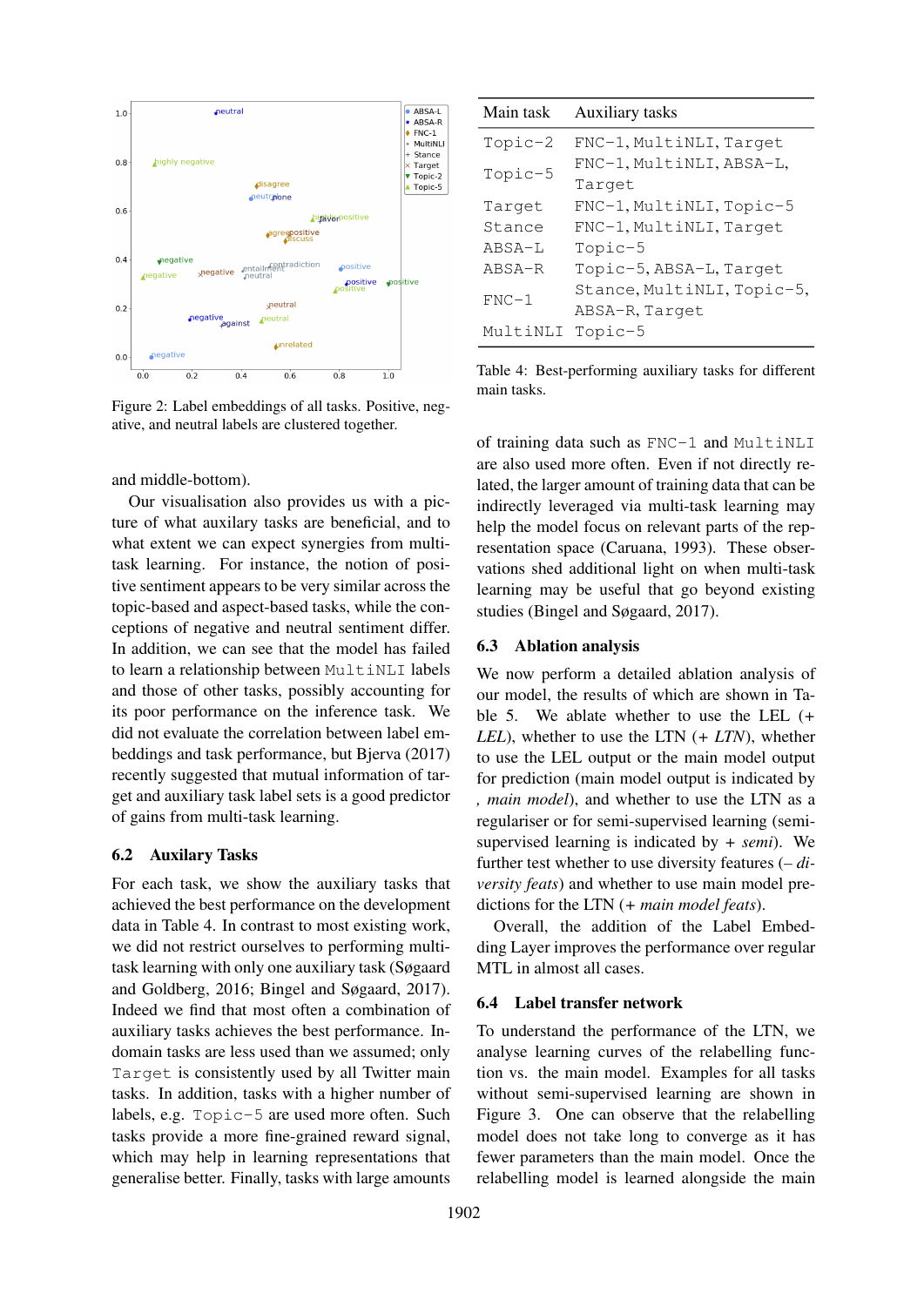Figure 2: Label embeddings of all tasks. Positive, negative, and neutral labels are clustered together.

and middle-bottom).

Our visualisation also provides us with a picture of what auxilary tasks are beneficial, and to what extent we can expect synergies from multi-task learning. For instance, the notion of positive sentiment appears to be very similar across the topic-based and aspect-based tasks, while the conceptions of negative and neutral sentiment differ. In addition, we can see that the model has failed to learn a relationship between MultiNLI labels and those of other tasks, possibly accounting for its poor performance on the inference task. We did not evaluate the correlation between label embeddings and task performance, but Bjerva (2017) recently suggested that mutual information of target and auxiliary task label sets is a good predictor of gains from multi-task learning.

## 6.2 Auxilary Tasks

For each task, we show the auxiliary tasks that achieved the best performance on the development data in Table 4. In contrast to most existing work, we did not restrict ourselves to performing multi-task learning with only one auxiliary task (Søgaard and Goldberg, 2016; Bingel and Søgaard, 2017). Indeed we find that most often a combination of auxiliary tasks achieves the best performance. In-domain tasks are less used than we assumed; only Target is consistently used by all Twitter main tasks. In addition, tasks with a higher number of labels, e.g. Topic-5 are used more often. Such tasks provide a more fine-grained reward signal, which may help in learning representations that generalise better. Finally, tasks with large amounts of training data such as FNC-1 and MultiNLI are also used more often. Even if not directly related, the larger amount of training data that can be indirectly leveraged via multi-task learning may help the model focus on relevant parts of the representation space (Caruana, 1993). These observations shed additional light on when multi-task learning may be useful that go beyond existing studies (Bingel and Søgaard, 2017).

| Main task | Auxiliary tasks |
|---|---|
| Topic-2 | FNC-1, MultiNLI, Target |
| Topic-5 | FNC-1, MultiNLI, ABSA-L, Target |
| Target | FNC-1, MultiNLI, Topic-5 |
| Stance | FNC-1, MultiNLI, Target |
| ABSA-L | Topic-5 |
| ABSA-R | Topic-5, ABSA-L, Target |
| FNC-1 | Stance, MultiNLI, Topic-5, ABSA-R, Target |
| MultiNLI | Topic-5 |

Table 4: Best-performing auxiliary tasks for different main tasks.

## 6.3 Ablation analysis

We now perform a detailed ablation analysis of our model, the results of which are shown in Table 5. We ablate whether to use the LEL (*+ LEL*), whether to use the LTN (*+ LTN*), whether to use the LEL output or the main model output for prediction (main model output is indicated by *, main model*), and whether to use the LTN as a regulariser or for semi-supervised learning (semi-supervised learning is indicated by *+ semi*). We further test whether to use diversity features (*– diversity feats*) and whether to use main model predictions for the LTN (*+ main model feats*).

Overall, the addition of the Label Embedding Layer improves the performance over regular MTL in almost all cases.

## 6.4 Label transfer network

To understand the performance of the LTN, we analyse learning curves of the relabelling function vs. the main model. Examples for all tasks without semi-supervised learning are shown in Figure 3. One can observe that the relabelling model does not take long to converge as it has fewer parameters than the main model. Once the relabelling model is learned alongside the main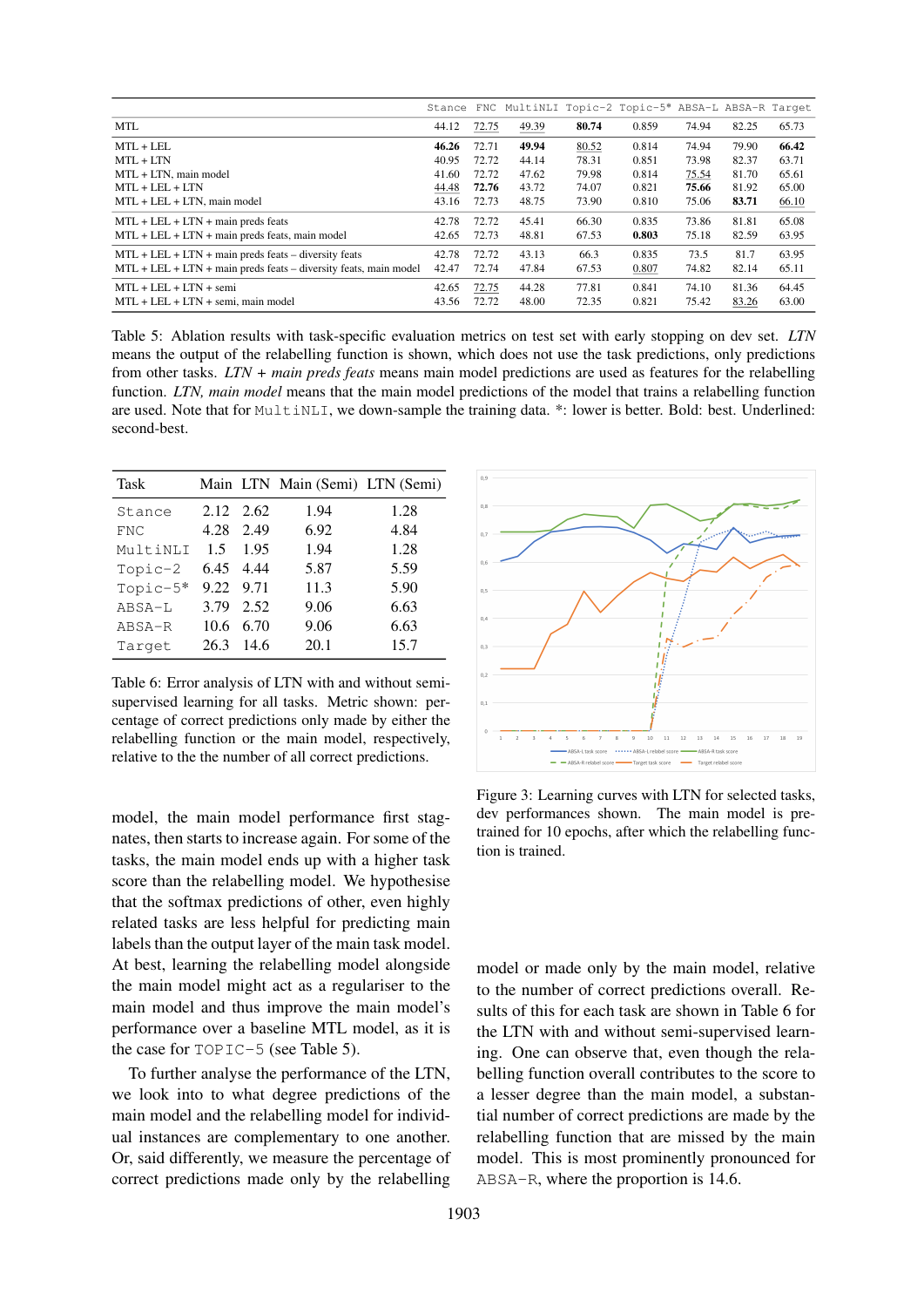| | Stance | FNC | MultiNLI | Topic-2 | Topic-5* | ABSA-L | ABSA-R | Target |
|---|---|---|---|---|---|---|---|---|
| MTL | 44.12 | 72.75 | 49.39 | **80.74** | 0.859 | 74.94 | 82.25 | 65.73 |
| MTL + LEL | **46.26** | 72.71 | **49.94** | 80.52 | 0.814 | 74.94 | 79.90 | **66.42** |
| MTL + LTN | 40.95 | 72.72 | 44.14 | 78.31 | 0.851 | 73.98 | 82.37 | 63.71 |
| MTL + LTN, main model | 41.60 | 72.72 | 47.62 | 79.98 | 0.814 | 75.54 | 81.70 | 65.61 |
| MTL + LEL + LTN | 44.48 | **72.76** | 43.72 | 74.07 | 0.821 | **75.66** | 81.92 | 65.00 |
| MTL + LEL + LTN, main model | 43.16 | 72.73 | 48.75 | 73.90 | 0.810 | 75.06 | **83.71** | 66.10 |
| MTL + LEL + LTN + main preds feats | 42.78 | 72.72 | 45.41 | 66.30 | 0.835 | 73.86 | 81.81 | 65.08 |
| MTL + LEL + LTN + main preds feats, main model | 42.65 | 72.73 | 48.81 | 67.53 | **0.803** | 75.18 | 82.59 | 63.95 |
| MTL + LEL + LTN + main preds feats – diversity feats | 42.78 | 72.72 | 43.13 | 66.3 | 0.835 | 73.5 | 81.7 | 63.95 |
| MTL + LEL + LTN + main preds feats – diversity feats, main model | 42.47 | 72.74 | 47.84 | 67.53 | 0.807 | 74.82 | 82.14 | 65.11 |
| MTL + LEL + LTN + semi | 42.65 | 72.75 | 44.28 | 77.81 | 0.841 | 74.10 | 81.36 | 64.45 |
| MTL + LEL + LTN + semi, main model | 43.56 | 72.72 | 48.00 | 72.35 | 0.821 | 75.42 | 83.26 | 63.00 |

Table 5: Ablation results with task-specific evaluation metrics on test set with early stopping on dev set. *LTN* means the output of the relabelling function is shown, which does not use the task predictions, only predictions from other tasks. *LTN + main preds feats* means main model predictions are used as features for the relabelling function. *LTN, main model* means that the main model predictions of the model that trains a relabelling function are used. Note that for MultiNLI, we down-sample the training data. *: lower is better. Bold: best. Underlined: second-best.

| Task | Main | LTN | Main (Semi) | LTN (Semi) |
|---|---|---|---|---|
| Stance | 2.12 | 2.62 | 1.94 | 1.28 |
| FNC | 4.28 | 2.49 | 6.92 | 4.84 |
| MultiNLI | 1.5 | 1.95 | 1.94 | 1.28 |
| Topic-2 | 6.45 | 4.44 | 5.87 | 5.59 |
| Topic-5* | 9.22 | 9.71 | 11.3 | 5.90 |
| ABSA-L | 3.79 | 2.52 | 9.06 | 6.63 |
| ABSA-R | 10.6 | 6.70 | 9.06 | 6.63 |
| Target | 26.3 | 14.6 | 20.1 | 15.7 |

Table 6: Error analysis of LTN with and without semi-supervised learning for all tasks. Metric shown: percentage of correct predictions only made by either the relabelling function or the main model, respectively, relative to the the number of all correct predictions.

Figure 3: Learning curves with LTN for selected tasks, dev performances shown. The main model is pre-trained for 10 epochs, after which the relabelling function is trained.

model, the main model performance first stagnates, then starts to increase again. For some of the tasks, the main model ends up with a higher task score than the relabelling model. We hypothesise that the softmax predictions of other, even highly related tasks are less helpful for predicting main labels than the output layer of the main task model. At best, learning the relabelling model alongside the main model might act as a regulariser to the main model and thus improve the main model's performance over a baseline MTL model, as it is the case for TOPIC-5 (see Table 5).

To further analyse the performance of the LTN, we look into to what degree predictions of the main model and the relabelling model for individual instances are complementary to one another. Or, said differently, we measure the percentage of correct predictions made only by the relabelling model or made only by the main model, relative to the number of correct predictions overall. Results of this for each task are shown in Table 6 for the LTN with and without semi-supervised learning. One can observe that, even though the relabelling function overall contributes to the score to a lesser degree than the main model, a substantial number of correct predictions are made by the relabelling function that are missed by the main model. This is most prominently pronounced for ABSA-R, where the proportion is 14.6.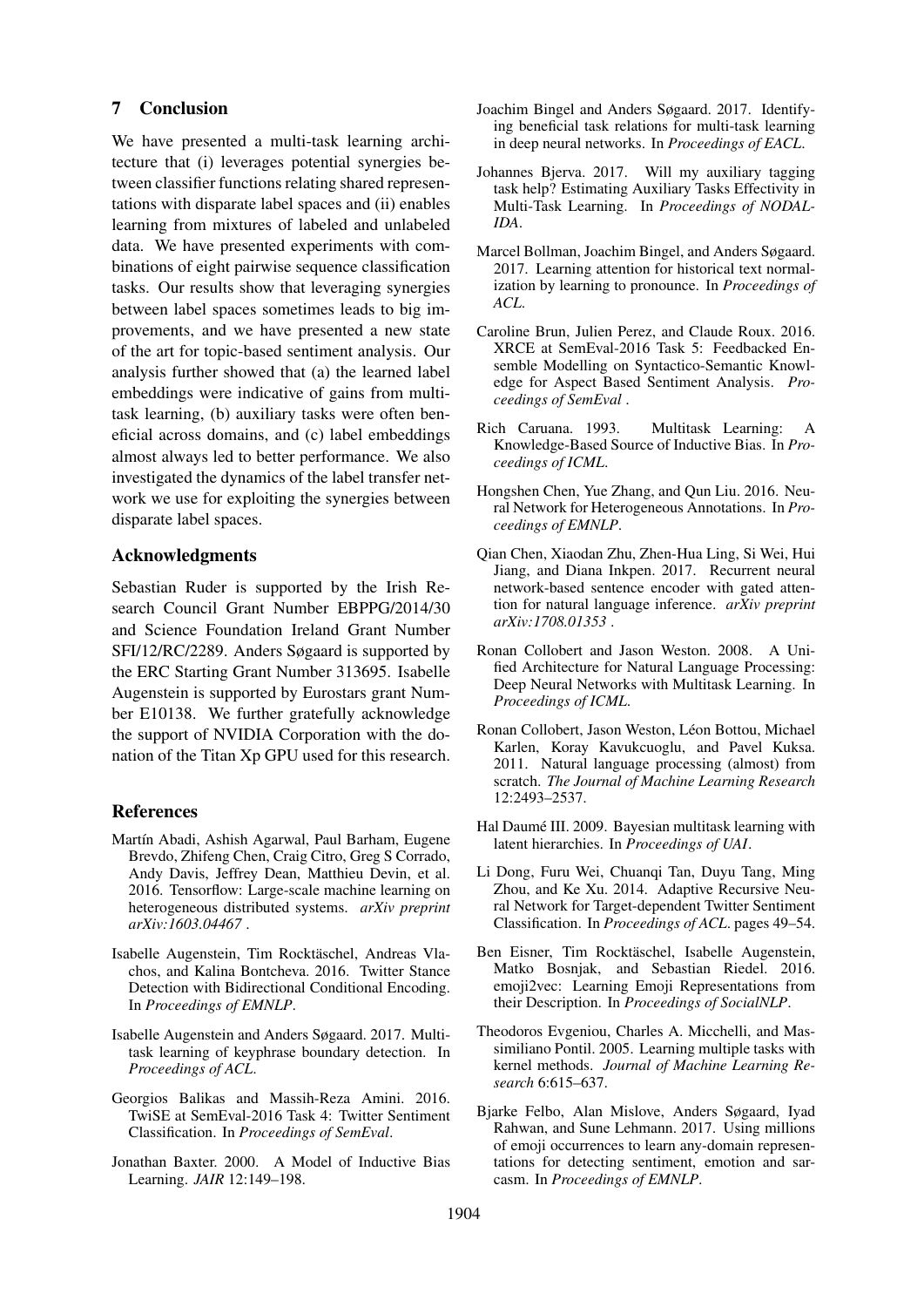## 7 Conclusion

We have presented a multi-task learning architecture that (i) leverages potential synergies between classifier functions relating shared representations with disparate label spaces and (ii) enables learning from mixtures of labeled and unlabeled data. We have presented experiments with combinations of eight pairwise sequence classification tasks. Our results show that leveraging synergies between label spaces sometimes leads to big improvements, and we have presented a new state of the art for topic-based sentiment analysis. Our analysis further showed that (a) the learned label embeddings were indicative of gains from multi-task learning, (b) auxiliary tasks were often beneficial across domains, and (c) label embeddings almost always led to better performance. We also investigated the dynamics of the label transfer network we use for exploiting the synergies between disparate label spaces.

### Acknowledgments

Sebastian Ruder is supported by the Irish Research Council Grant Number EBPPG/2014/30 and Science Foundation Ireland Grant Number SFI/12/RC/2289. Anders Søgaard is supported by the ERC Starting Grant Number 313695. Isabelle Augenstein is supported by Eurostars grant Number E10138. We further gratefully acknowledge the support of NVIDIA Corporation with the donation of the Titan Xp GPU used for this research.

## References

Martín Abadi, Ashish Agarwal, Paul Barham, Eugene Brevdo, Zhifeng Chen, Craig Citro, Greg S Corrado, Andy Davis, Jeffrey Dean, Matthieu Devin, et al. 2016. Tensorflow: Large-scale machine learning on heterogeneous distributed systems. *arXiv preprint arXiv:1603.04467* .

Isabelle Augenstein, Tim Rocktäschel, Andreas Vlachos, and Kalina Bontcheva. 2016. Twitter Stance Detection with Bidirectional Conditional Encoding. In *Proceedings of EMNLP*.

Isabelle Augenstein and Anders Søgaard. 2017. Multi-task learning of keyphrase boundary detection. In *Proceedings of ACL*.

Georgios Balikas and Massih-Reza Amini. 2016. TwiSE at SemEval-2016 Task 4: Twitter Sentiment Classification. In *Proceedings of SemEval*.

Jonathan Baxter. 2000. A Model of Inductive Bias Learning. *JAIR* 12:149–198.

Joachim Bingel and Anders Søgaard. 2017. Identifying beneficial task relations for multi-task learning in deep neural networks. In *Proceedings of EACL*.

Johannes Bjerva. 2017. Will my auxiliary tagging task help? Estimating Auxiliary Tasks Effectivity in Multi-Task Learning. In *Proceedings of NODALIDA*.

Marcel Bollman, Joachim Bingel, and Anders Søgaard. 2017. Learning attention for historical text normalization by learning to pronounce. In *Proceedings of ACL*.

Caroline Brun, Julien Perez, and Claude Roux. 2016. XRCE at SemEval-2016 Task 5: Feedbacked Ensemble Modelling on Syntactico-Semantic Knowledge for Aspect Based Sentiment Analysis. *Proceedings of SemEval* .

Rich Caruana. 1993. Multitask Learning: A Knowledge-Based Source of Inductive Bias. In *Proceedings of ICML*.

Hongshen Chen, Yue Zhang, and Qun Liu. 2016. Neural Network for Heterogeneous Annotations. In *Proceedings of EMNLP*.

Qian Chen, Xiaodan Zhu, Zhen-Hua Ling, Si Wei, Hui Jiang, and Diana Inkpen. 2017. Recurrent neural network-based sentence encoder with gated attention for natural language inference. *arXiv preprint arXiv:1708.01353* .

Ronan Collobert and Jason Weston. 2008. A Unified Architecture for Natural Language Processing: Deep Neural Networks with Multitask Learning. In *Proceedings of ICML*.

Ronan Collobert, Jason Weston, Léon Bottou, Michael Karlen, Koray Kavukcuoglu, and Pavel Kuksa. 2011. Natural language processing (almost) from scratch. *The Journal of Machine Learning Research* 12:2493–2537.

Hal Daumé III. 2009. Bayesian multitask learning with latent hierarchies. In *Proceedings of UAI*.

Li Dong, Furu Wei, Chuanqi Tan, Duyu Tang, Ming Zhou, and Ke Xu. 2014. Adaptive Recursive Neural Network for Target-dependent Twitter Sentiment Classification. In *Proceedings of ACL*. pages 49–54.

Ben Eisner, Tim Rocktäschel, Isabelle Augenstein, Matko Bosnjak, and Sebastian Riedel. 2016. emoji2vec: Learning Emoji Representations from their Description. In *Proceedings of SocialNLP*.

Theodoros Evgeniou, Charles A. Micchelli, and Massimiliano Pontil. 2005. Learning multiple tasks with kernel methods. *Journal of Machine Learning Research* 6:615–637.

Bjarke Felbo, Alan Mislove, Anders Søgaard, Iyad Rahwan, and Sune Lehmann. 2017. Using millions of emoji occurrences to learn any-domain representations for detecting sentiment, emotion and sarcasm. In *Proceedings of EMNLP*.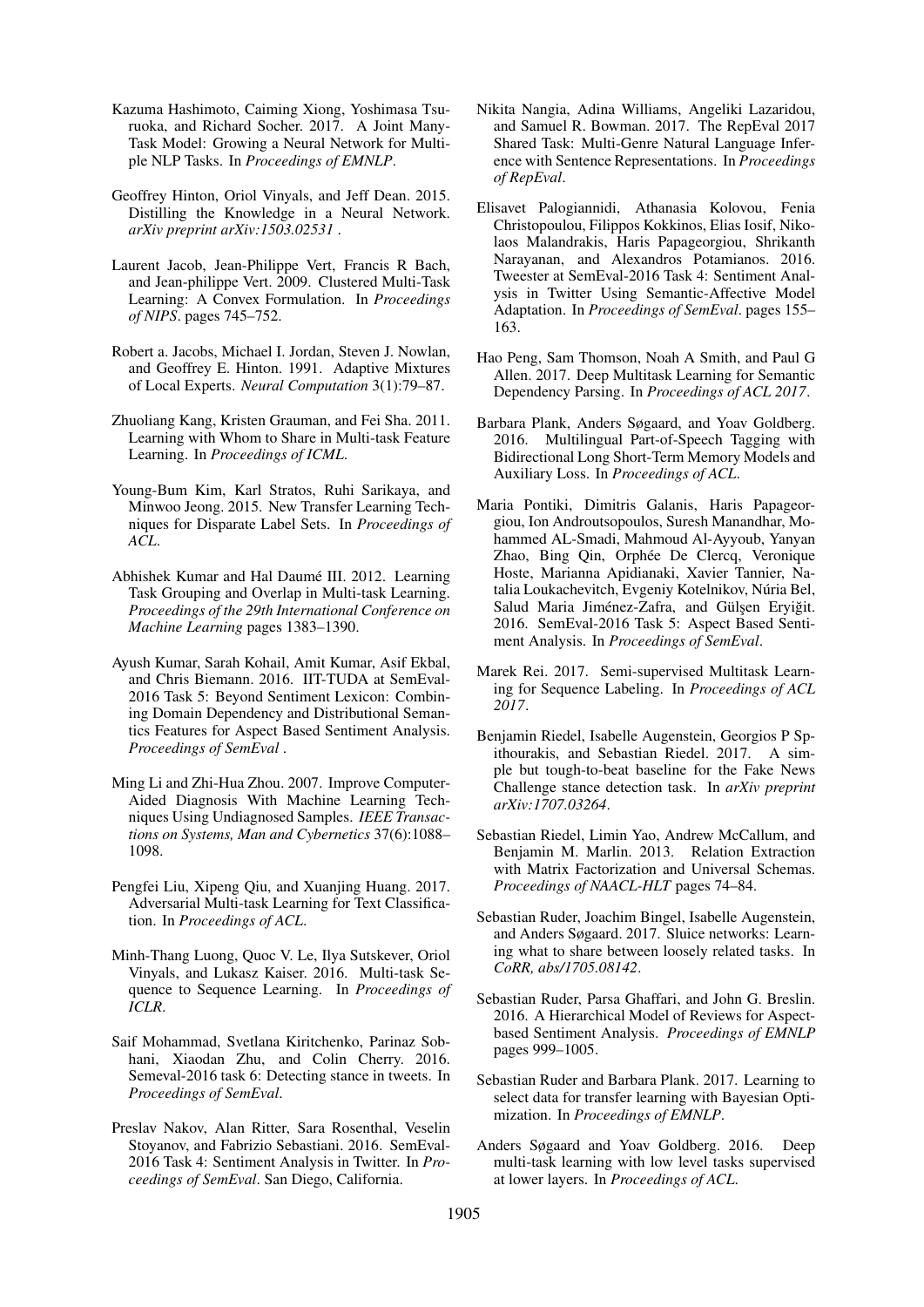Kazuma Hashimoto, Caiming Xiong, Yoshimasa Tsuruoka, and Richard Socher. 2017. A Joint Many-Task Model: Growing a Neural Network for Multiple NLP Tasks. In *Proceedings of EMNLP*.

Geoffrey Hinton, Oriol Vinyals, and Jeff Dean. 2015. Distilling the Knowledge in a Neural Network. *arXiv preprint arXiv:1503.02531* .

Laurent Jacob, Jean-Philippe Vert, Francis R Bach, and Jean-philippe Vert. 2009. Clustered Multi-Task Learning: A Convex Formulation. In *Proceedings of NIPS*. pages 745–752.

Robert a. Jacobs, Michael I. Jordan, Steven J. Nowlan, and Geoffrey E. Hinton. 1991. Adaptive Mixtures of Local Experts. *Neural Computation* 3(1):79–87.

Zhuoliang Kang, Kristen Grauman, and Fei Sha. 2011. Learning with Whom to Share in Multi-task Feature Learning. In *Proceedings of ICML*.

Young-Bum Kim, Karl Stratos, Ruhi Sarikaya, and Minwoo Jeong. 2015. New Transfer Learning Techniques for Disparate Label Sets. In *Proceedings of ACL*.

Abhishek Kumar and Hal Daumé III. 2012. Learning Task Grouping and Overlap in Multi-task Learning. *Proceedings of the 29th International Conference on Machine Learning* pages 1383–1390.

Ayush Kumar, Sarah Kohail, Amit Kumar, Asif Ekbal, and Chris Biemann. 2016. IIT-TUDA at SemEval-2016 Task 5: Beyond Sentiment Lexicon: Combining Domain Dependency and Distributional Semantics Features for Aspect Based Sentiment Analysis. *Proceedings of SemEval* .

Ming Li and Zhi-Hua Zhou. 2007. Improve Computer-Aided Diagnosis With Machine Learning Techniques Using Undiagnosed Samples. *IEEE Transactions on Systems, Man and Cybernetics* 37(6):1088–1098.

Pengfei Liu, Xipeng Qiu, and Xuanjing Huang. 2017. Adversarial Multi-task Learning for Text Classification. In *Proceedings of ACL*.

Minh-Thang Luong, Quoc V. Le, Ilya Sutskever, Oriol Vinyals, and Lukasz Kaiser. 2016. Multi-task Sequence to Sequence Learning. In *Proceedings of ICLR*.

Saif Mohammad, Svetlana Kiritchenko, Parinaz Sobhani, Xiaodan Zhu, and Colin Cherry. 2016. Semeval-2016 task 6: Detecting stance in tweets. In *Proceedings of SemEval*.

Preslav Nakov, Alan Ritter, Sara Rosenthal, Veselin Stoyanov, and Fabrizio Sebastiani. 2016. SemEval-2016 Task 4: Sentiment Analysis in Twitter. In *Proceedings of SemEval*. San Diego, California.

Nikita Nangia, Adina Williams, Angeliki Lazaridou, and Samuel R. Bowman. 2017. The RepEval 2017 Shared Task: Multi-Genre Natural Language Inference with Sentence Representations. In *Proceedings of RepEval*.

Elisavet Palogiannidi, Athanasia Kolovou, Fenia Christopoulou, Filippos Kokkinos, Elias Iosif, Nikolaos Malandrakis, Haris Papageorgiou, Shrikanth Narayanan, and Alexandros Potamianos. 2016. Tweester at SemEval-2016 Task 4: Sentiment Analysis in Twitter Using Semantic-Affective Model Adaptation. In *Proceedings of SemEval*. pages 155–163.

Hao Peng, Sam Thomson, Noah A Smith, and Paul G Allen. 2017. Deep Multitask Learning for Semantic Dependency Parsing. In *Proceedings of ACL 2017*.

Barbara Plank, Anders Søgaard, and Yoav Goldberg. 2016. Multilingual Part-of-Speech Tagging with Bidirectional Long Short-Term Memory Models and Auxiliary Loss. In *Proceedings of ACL*.

Maria Pontiki, Dimitris Galanis, Haris Papageorgiou, Ion Androutsopoulos, Suresh Manandhar, Mohammed AL-Smadi, Mahmoud Al-Ayyoub, Yanyan Zhao, Bing Qin, Orphée De Clercq, Veronique Hoste, Marianna Apidianaki, Xavier Tannier, Natalia Loukachevitch, Evgeniy Kotelnikov, Núria Bel, Salud Maria Jiménez-Zafra, and Gülşen Eryiğit. 2016. SemEval-2016 Task 5: Aspect Based Sentiment Analysis. In *Proceedings of SemEval*.

Marek Rei. 2017. Semi-supervised Multitask Learning for Sequence Labeling. In *Proceedings of ACL 2017*.

Benjamin Riedel, Isabelle Augenstein, Georgios P Spithourakis, and Sebastian Riedel. 2017. A simple but tough-to-beat baseline for the Fake News Challenge stance detection task. In *arXiv preprint arXiv:1707.03264*.

Sebastian Riedel, Limin Yao, Andrew McCallum, and Benjamin M. Marlin. 2013. Relation Extraction with Matrix Factorization and Universal Schemas. *Proceedings of NAACL-HLT* pages 74–84.

Sebastian Ruder, Joachim Bingel, Isabelle Augenstein, and Anders Søgaard. 2017. Sluice networks: Learning what to share between loosely related tasks. In *CoRR, abs/1705.08142*.

Sebastian Ruder, Parsa Ghaffari, and John G. Breslin. 2016. A Hierarchical Model of Reviews for Aspect-based Sentiment Analysis. *Proceedings of EMNLP* pages 999–1005.

Sebastian Ruder and Barbara Plank. 2017. Learning to select data for transfer learning with Bayesian Optimization. In *Proceedings of EMNLP*.

Anders Søgaard and Yoav Goldberg. 2016. Deep multi-task learning with low level tasks supervised at lower layers. In *Proceedings of ACL*.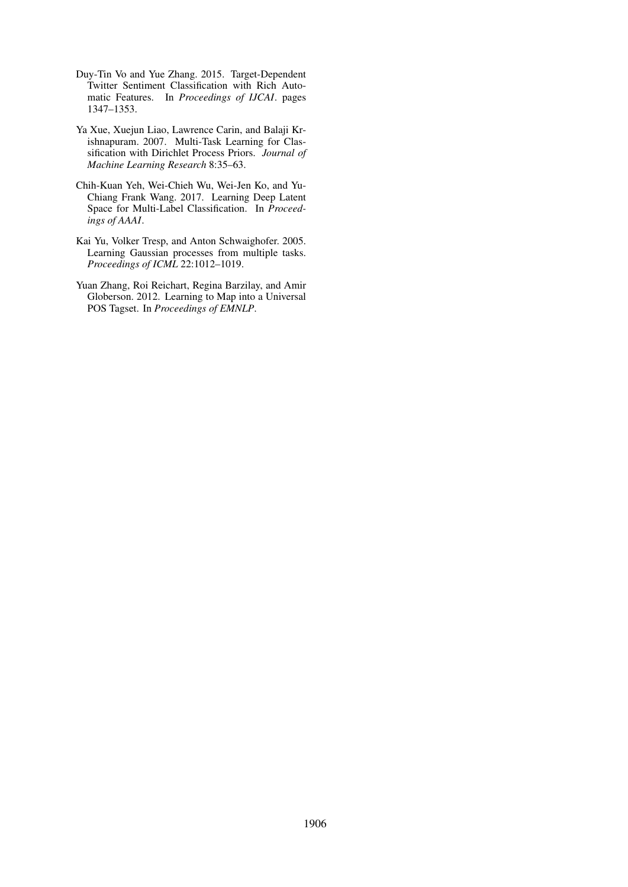Duy-Tin Vo and Yue Zhang. 2015. Target-Dependent Twitter Sentiment Classification with Rich Automatic Features. In *Proceedings of IJCAI*. pages 1347–1353.

Ya Xue, Xuejun Liao, Lawrence Carin, and Balaji Krishnapuram. 2007. Multi-Task Learning for Classification with Dirichlet Process Priors. *Journal of Machine Learning Research* 8:35–63.

Chih-Kuan Yeh, Wei-Chieh Wu, Wei-Jen Ko, and Yu-Chiang Frank Wang. 2017. Learning Deep Latent Space for Multi-Label Classification. In *Proceedings of AAAI*.

Kai Yu, Volker Tresp, and Anton Schwaighofer. 2005. Learning Gaussian processes from multiple tasks. *Proceedings of ICML* 22:1012–1019.

Yuan Zhang, Roi Reichart, Regina Barzilay, and Amir Globerson. 2012. Learning to Map into a Universal POS Tagset. In *Proceedings of EMNLP*.